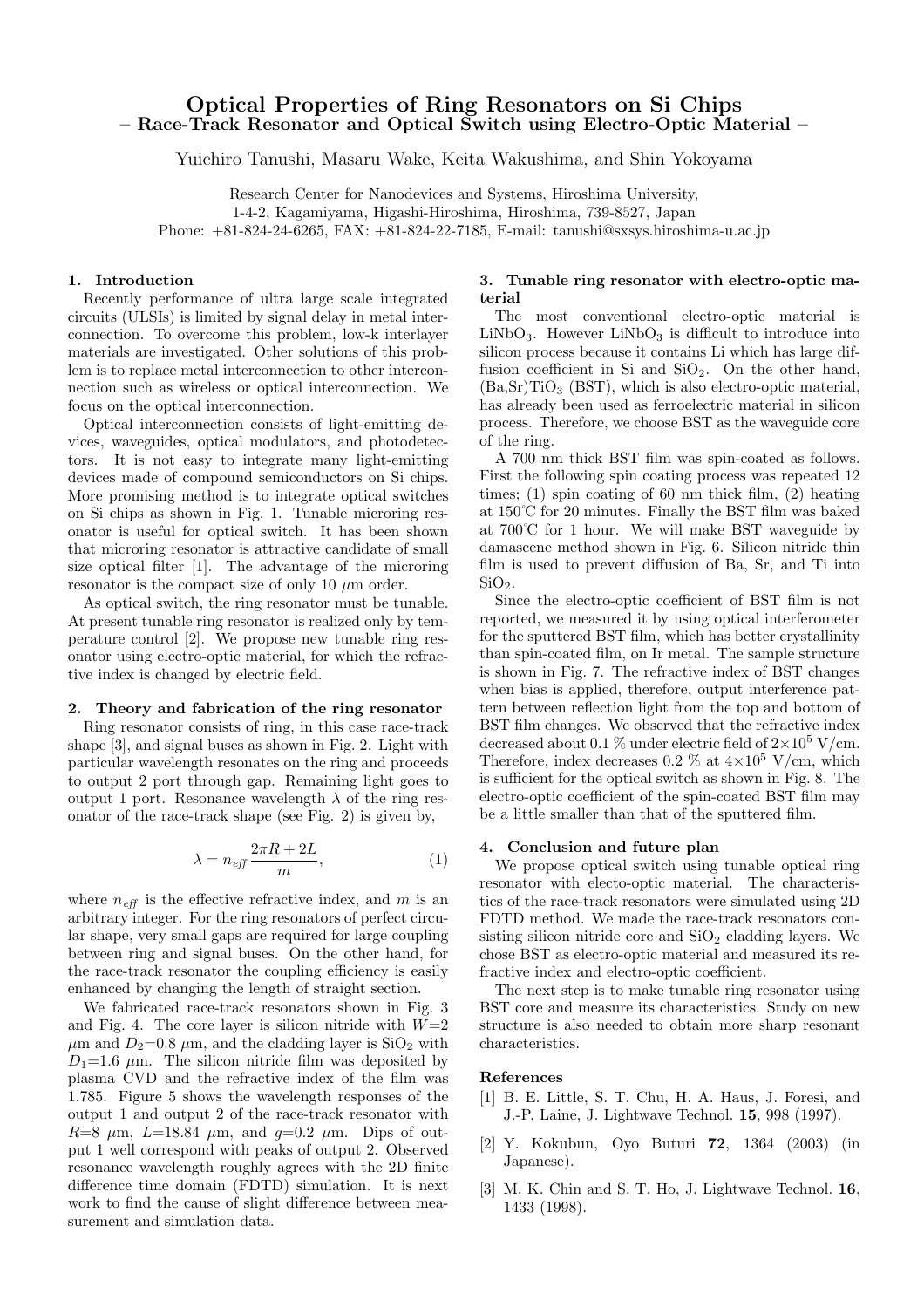# Optical Properties of Ring Resonators on Si Chips

## – Race-Track Resonator and Optical Switch using Electro-Optic Material –

Yuichiro Tanushi, Masaru Wake, Keita Wakushima, and Shin Yokoyama

Research Center for Nanodevices and Systems, Hiroshima University,
1-4-2, Kagamiyama, Higashi-Hiroshima, Hiroshima, 739-8527, Japan
Phone: +81-824-24-6265, FAX: +81-824-22-7185, E-mail: tanushi@sxsys.hiroshima-u.ac.jp

## 1. Introduction

Recently performance of ultra large scale integrated circuits (ULSIs) is limited by signal delay in metal interconnection. To overcome this problem, low-k interlayer materials are investigated. Other solutions of this problem is to replace metal interconnection to other interconnection such as wireless or optical interconnection. We focus on the optical interconnection.

Optical interconnection consists of light-emitting devices, waveguides, optical modulators, and photodetectors. It is not easy to integrate many light-emitting devices made of compound semiconductors on Si chips. More promising method is to integrate optical switches on Si chips as shown in Fig. 1. Tunable microring resonator is useful for optical switch. It has been shown that microring resonator is attractive candidate of small size optical filter [1]. The advantage of the microring resonator is the compact size of only 10 $\mu$m order.

As optical switch, the ring resonator must be tunable. At present tunable ring resonator is realized only by temperature control [2]. We propose new tunable ring resonator using electro-optic material, for which the refractive index is changed by electric field.

## 2. Theory and fabrication of the ring resonator

Ring resonator consists of ring, in this case race-track shape [3], and signal buses as shown in Fig. 2. Light with particular wavelength resonates on the ring and proceeds to output 2 port through gap. Remaining light goes to output 1 port. Resonance wavelength $\lambda$ of the ring resonator of the race-track shape (see Fig. 2) is given by,

$$\lambda = n_{eff} \frac{2\pi R + 2L}{m}, \qquad (1)$$

where $n_{eff}$ is the effective refractive index, and $m$ is an arbitrary integer. For the ring resonators of perfect circular shape, very small gaps are required for large coupling between ring and signal buses. On the other hand, for the race-track resonator the coupling efficiency is easily enhanced by changing the length of straight section.

We fabricated race-track resonators shown in Fig. 3 and Fig. 4. The core layer is silicon nitride with $W$=2 $\mu$m and $D_2$=0.8 $\mu$m, and the cladding layer is $SiO_2$ with $D_1$=1.6 $\mu$m. The silicon nitride film was deposited by plasma CVD and the refractive index of the film was 1.785. Figure 5 shows the wavelength responses of the output 1 and output 2 of the race-track resonator with $R$=8 $\mu$m, $L$=18.84 $\mu$m, and $g$=0.2 $\mu$m. Dips of output 1 well correspond with peaks of output 2. Observed resonance wavelength roughly agrees with the 2D finite difference time domain (FDTD) simulation. It is next work to find the cause of slight difference between measurement and simulation data.

## 3. Tunable ring resonator with electro-optic material

The most conventional electro-optic material is $LiNbO_3$. However $LiNbO_3$ is difficult to introduce into silicon process because it contains Li which has large diffusion coefficient in Si and $SiO_2$. On the other hand, $(Ba,Sr)TiO_3$ (BST), which is also electro-optic material, has already been used as ferroelectric material in silicon process. Therefore, we choose BST as the waveguide core of the ring.

A 700 nm thick BST film was spin-coated as follows. First the following spin coating process was repeated 12 times; (1) spin coating of 60 nm thick film, (2) heating at 150°C for 20 minutes. Finally the BST film was baked at 700°C for 1 hour. We will make BST waveguide by damascene method shown in Fig. 6. Silicon nitride thin film is used to prevent diffusion of Ba, Sr, and Ti into $SiO_2$.

Since the electro-optic coefficient of BST film is not reported, we measured it by using optical interferometer for the sputtered BST film, which has better crystallinity than spin-coated film, on Ir metal. The sample structure is shown in Fig. 7. The refractive index of BST changes when bias is applied, therefore, output interference pattern between reflection light from the top and bottom of BST film changes. We observed that the refractive index decreased about 0.1 % under electric field of $2\times10^5$ V/cm. Therefore, index decreases 0.2 % at $4\times10^5$ V/cm, which is sufficient for the optical switch as shown in Fig. 8. The electro-optic coefficient of the spin-coated BST film may be a little smaller than that of the sputtered film.

## 4. Conclusion and future plan

We propose optical switch using tunable optical ring resonator with electo-optic material. The characteristics of the race-track resonators were simulated using 2D FDTD method. We made the race-track resonators consisting silicon nitride core and $SiO_2$ cladding layers. We chose BST as electro-optic material and measured its refractive index and electro-optic coefficient.

The next step is to make tunable ring resonator using BST core and measure its characteristics. Study on new structure is also needed to obtain more sharp resonant characteristics.

## References

[1] B. E. Little, S. T. Chu, H. A. Haus, J. Foresi, and J.-P. Laine, J. Lightwave Technol. **15**, 998 (1997).

[2] Y. Kokubun, Oyo Buturi **72**, 1364 (2003) (in Japanese).

[3] M. K. Chin and S. T. Ho, J. Lightwave Technol. **16**, 1433 (1998).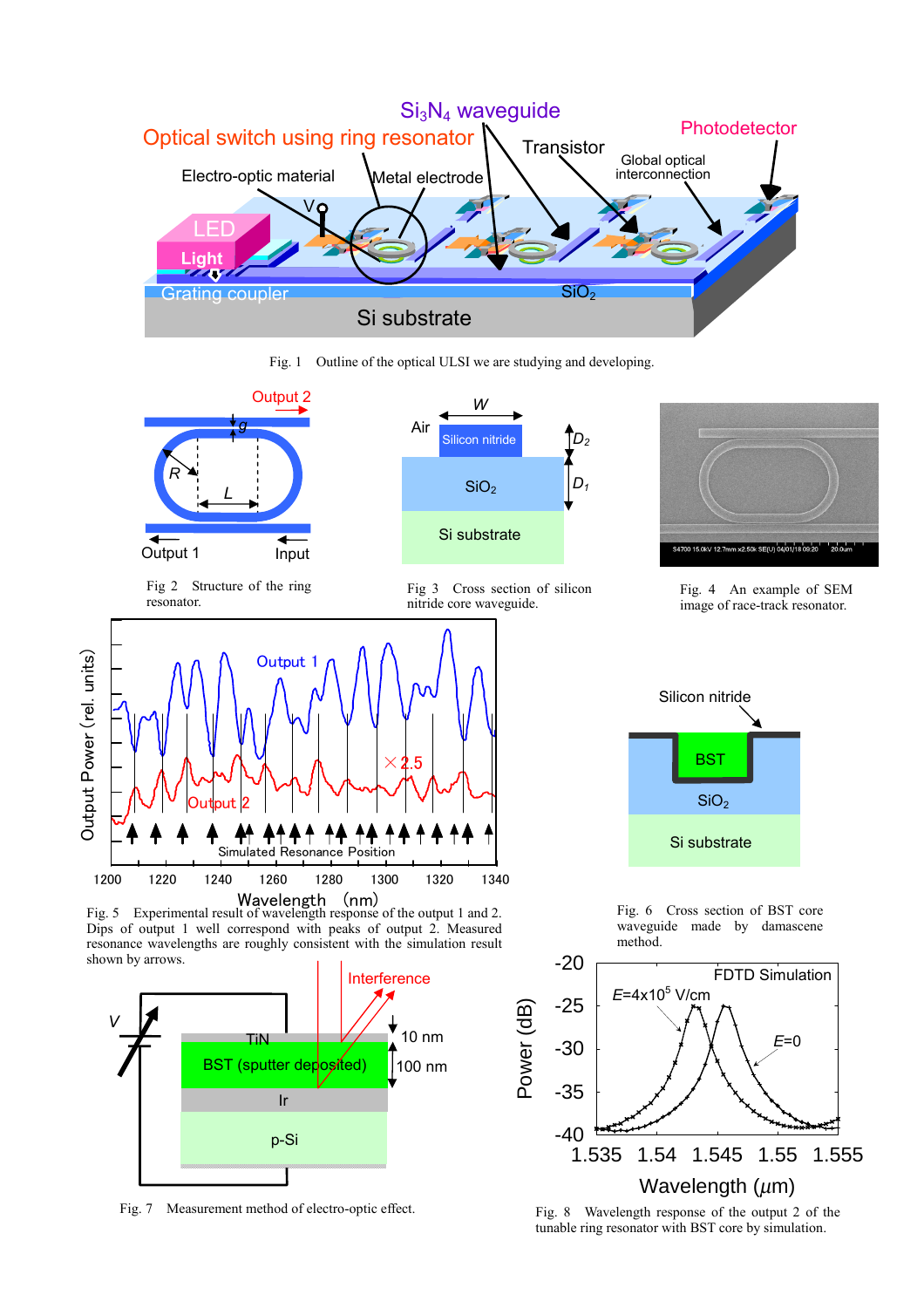Si$_3$N$_4$ waveguide

Optical switch using ring resonator

Photodetector

Transistor

Global optical interconnection

Electro-optic material

Metal electrode

V

LED

Light

Grating coupler

$SiO_2$

Si substrate

Fig. 1 Outline of the optical ULSI we are studying and developing.

Output 2

g

R

L

Output 1

Input

Fig 2 Structure of the ring resonator.

W

Air

Silicon nitride

$D_2$

$SiO_2$

$D_1$

Si substrate

Fig 3 Cross section of silicon nitride core waveguide.

Fig. 4 An example of SEM image of race-track resonator.

Output Power (rel. units)

Output 1

×2.5

Output 2

Simulated Resonance Position

1200 1220 1240 1260 1280 1300 1320 1340

Wavelength (nm)

Fig. 5 Experimental result of wavelength response of the output 1 and 2. Dips of output 1 well correspond with peaks of output 2. Measured resonance wavelengths are roughly consistent with the simulation result shown by arrows.

Silicon nitride

BST

$SiO_2$

Si substrate

Fig. 6 Cross section of BST core waveguide made by damascene method.

Interference

V

TiN

10 nm

BST (sputter deposited)

100 nm

Ir

p-Si

Fig. 7 Measurement method of electro-optic effect.

FDTD Simulation

$E=4\times10^5$ V/cm

$E=0$

Power (dB)

-20 -25 -30 -35 -40

1.535 1.54 1.545 1.55 1.555

Wavelength ($\mu$m)

Fig. 8 Wavelength response of the output 2 of the tunable ring resonator with BST core by simulation.